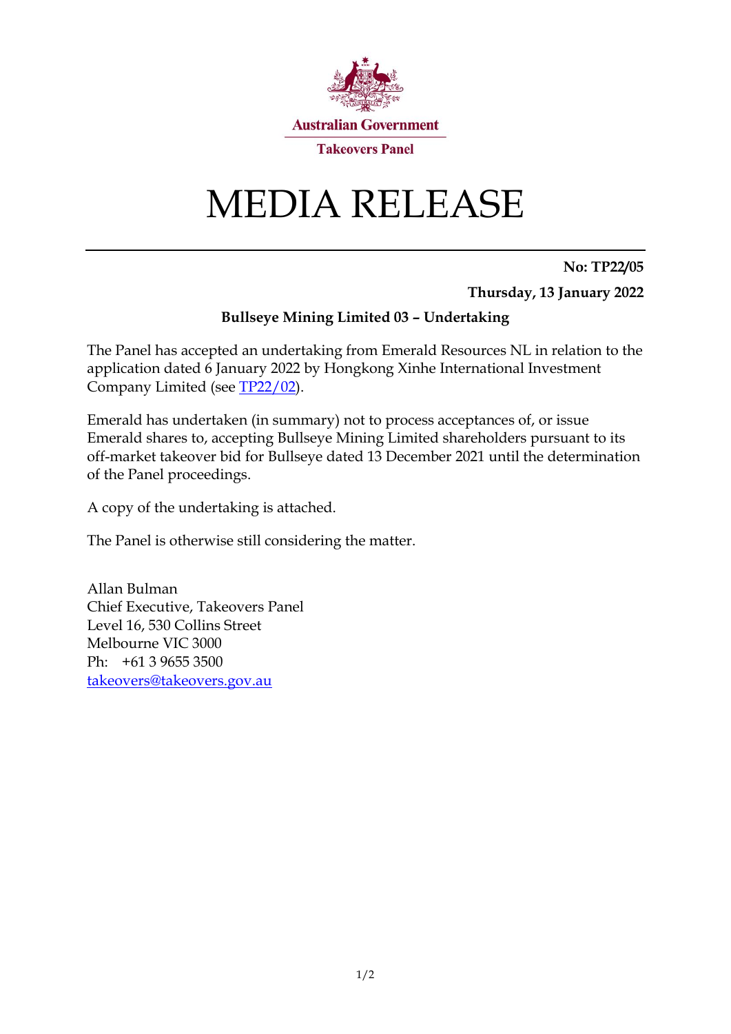Australian Government

Takeovers Panel

# MEDIA RELEASE

**No: TP22/05**

**Thursday, 13 January 2022**

**Bullseye Mining Limited 03 – Undertaking**

The Panel has accepted an undertaking from Emerald Resources NL in relation to the application dated 6 January 2022 by Hongkong Xinhe International Investment Company Limited (see TP22/02).

Emerald has undertaken (in summary) not to process acceptances of, or issue Emerald shares to, accepting Bullseye Mining Limited shareholders pursuant to its off-market takeover bid for Bullseye dated 13 December 2021 until the determination of the Panel proceedings.

A copy of the undertaking is attached.

The Panel is otherwise still considering the matter.

Allan Bulman
Chief Executive, Takeovers Panel
Level 16, 530 Collins Street
Melbourne VIC 3000
Ph: +61 3 9655 3500
takeovers@takeovers.gov.au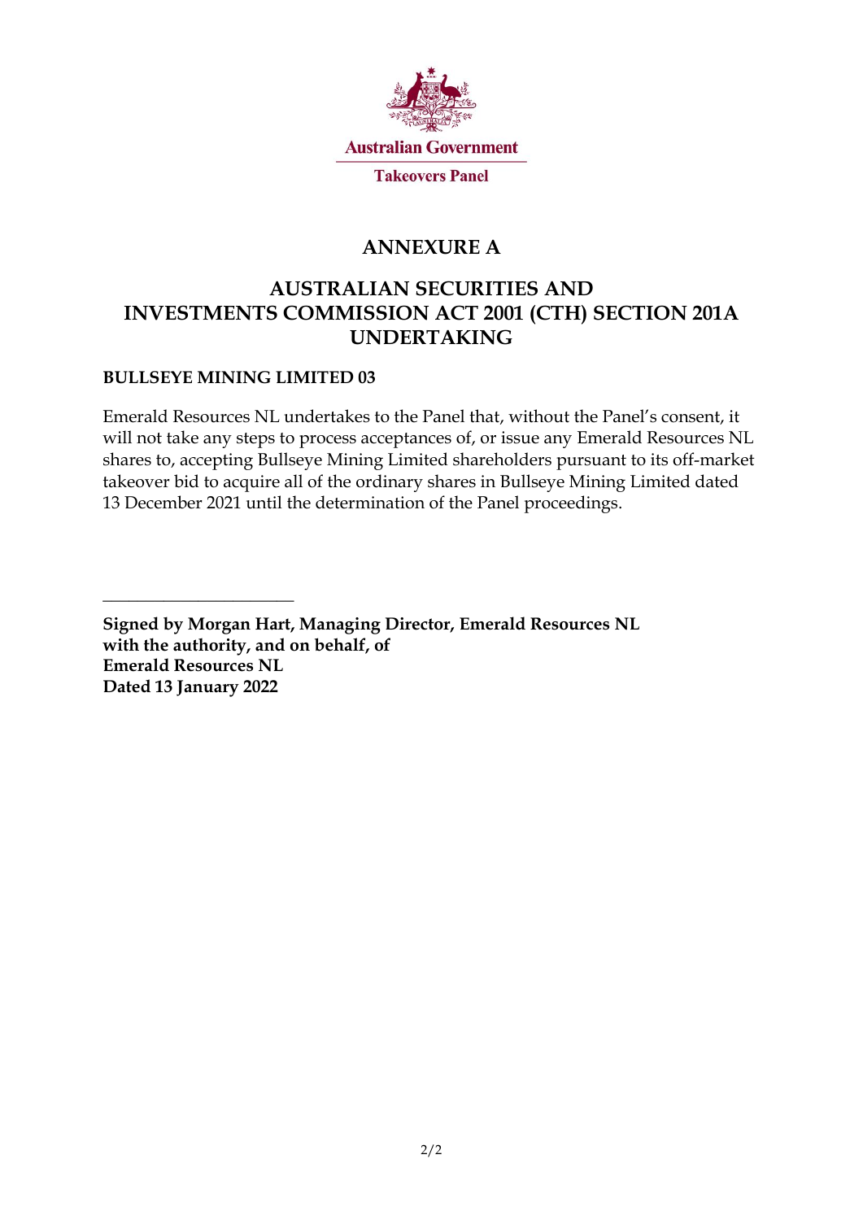Australian Government

Takeovers Panel

# ANNEXURE A

# AUSTRALIAN SECURITIES AND INVESTMENTS COMMISSION ACT 2001 (CTH) SECTION 201A UNDERTAKING

**BULLSEYE MINING LIMITED 03**

Emerald Resources NL undertakes to the Panel that, without the Panel's consent, it will not take any steps to process acceptances of, or issue any Emerald Resources NL shares to, accepting Bullseye Mining Limited shareholders pursuant to its off-market takeover bid to acquire all of the ordinary shares in Bullseye Mining Limited dated 13 December 2021 until the determination of the Panel proceedings.

\_\_\_\_\_\_\_\_\_\_\_\_\_\_\_\_\_\_\_\_\_\_\_

**Signed by Morgan Hart, Managing Director, Emerald Resources NL with the authority, and on behalf, of Emerald Resources NL**
**Dated 13 January 2022**